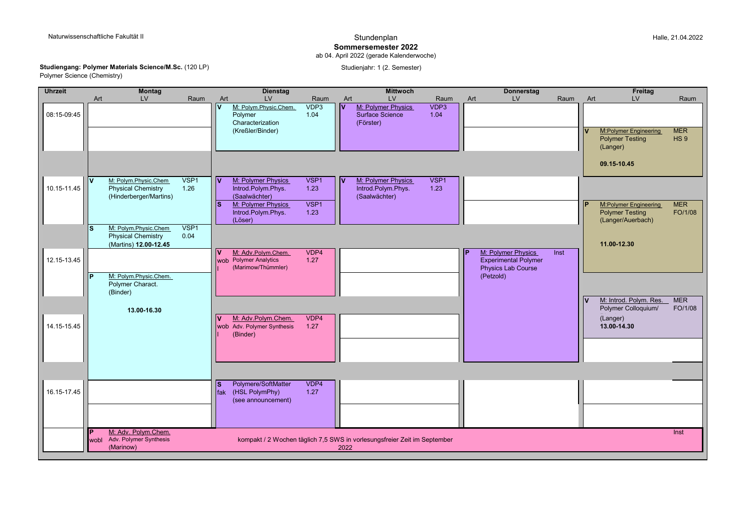Naturwissenschaftliche Fakultät II

Halle, 21.04.2022

# Stundenplan

## Sommersemester 2022

ab 04. April 2022 (gerade Kalenderwoche)

**Studiengang: Polymer Materials Science/M.Sc.** (120 LP)
Polymer Science (Chemistry)

Studienjahr: 1 (2. Semester)

| Uhrzeit | Montag Art | Montag LV | Montag Raum | Dienstag Art | Dienstag LV | Dienstag Raum | Mittwoch Art | Mittwoch LV | Mittwoch Raum | Donnerstag Art | Donnerstag LV | Donnerstag Raum | Freitag Art | Freitag LV | Freitag Raum |
|---|---|---|---|---|---|---|---|---|---|---|---|---|---|---|---|
| 08:15-09:45 | | | | V | M: Polym.Physic.Chem. Polymer Characterization (Kreßler/Binder) | VDP3 1.04 | V | M: Polymer Physics Surface Science (Förster) | VDP3 1.04 | | | | V | M:Polymer Engineering Polymer Testing (Langer) **09.15-10.45** | MER HS 9 |
| 10.15-11.45 | V | M: Polym.Physic.Chem Physical Chemistry (Hinderberger/Martins) | VSP1 1.26 | V | M: Polymer Physics Introd.Polym.Phys. (Saalwächter) | VSP1 1.23 | V | M: Polymer Physics Introd.Polym.Phys. (Saalwächter) | VSP1 1.23 | | | | P | M:Polymer Engineering Polymer Testing (Langer/Auerbach) **11.00-12.30** | MER FO/1/08 |
| | | | | S | M: Polymer Physics Introd.Polym.Phys. (Löser) | VSP1 1.23 | | | | | | | | | |
| | S | M: Polym.Physic.Chem Physical Chemistry (Martins) **12.00-12.45** | VSP1 0.04 | | | | | | | | | | | | |
| 12.15-13.45 | P | M: Polym.Physic.Chem. Polymer Charact. (Binder) **13.00-16.30** | | V wobl | M: Adv.Polym.Chem. Polymer Analytics (Marimow/Thümmler) | VDP4 1.27 | | | | P | M: Polymer Physics Experimental Polymer Physics Lab Course (Petzold) | Inst | V | M: Introd. Polym. Res. Polymer Colloquium/ (Langer) **13.00-14.30** | MER FO/1/08 |
| 14.15-15.45 | | | | V wobl | M: Adv.Polym.Chem. Adv. Polymer Synthesis (Binder) | VDP4 1.27 | | | | | | | | | |
| 16.15-17.45 | | | | S fak | Polymere/SoftMatter (HSL PolymPhy) (see announcement) | VDP4 1.27 | | | | | | | | | |
| | P wobl | M: Adv. Polym.Chem. Adv. Polymer Synthesis (Marinow) | | | kompakt / 2 Wochen täglich 7,5 SWS in vorlesungsfreier Zeit im September 2022 | | | | | | | | | | Inst |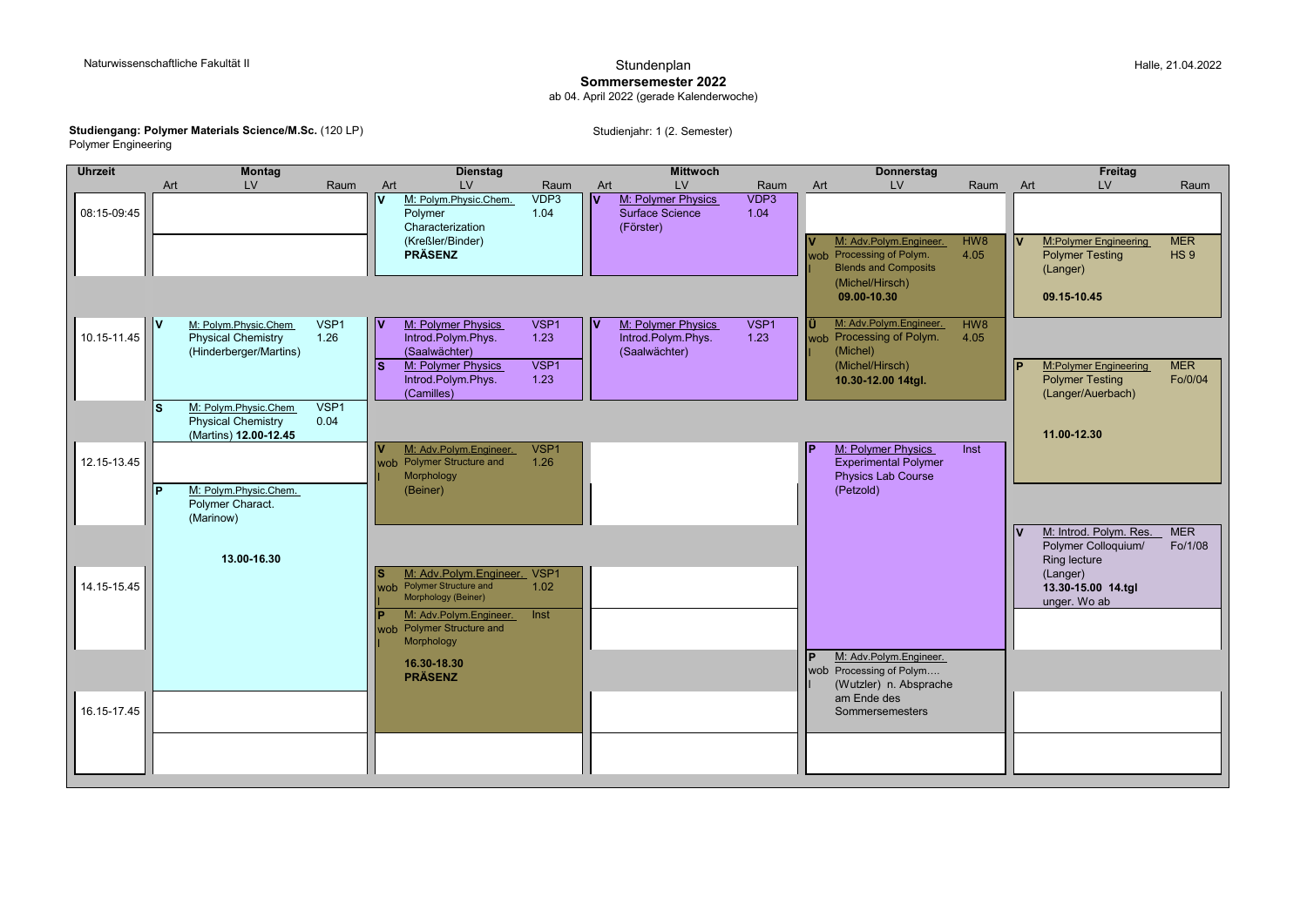Naturwissenschaftliche Fakultät II

Halle, 21.04.2022

# Stundenplan
## Sommersemester 2022
ab 04. April 2022 (gerade Kalenderwoche)

**Studiengang: Polymer Materials Science/M.Sc.** (120 LP)
Polymer Engineering

Studienjahr: 1 (2. Semester)

| Uhrzeit | Montag Art | Montag LV | Montag Raum | Dienstag Art | Dienstag LV | Dienstag Raum | Mittwoch Art | Mittwoch LV | Mittwoch Raum | Donnerstag Art | Donnerstag LV | Donnerstag Raum | Freitag Art | Freitag LV | Freitag Raum |
|---|---|---|---|---|---|---|---|---|---|---|---|---|---|---|---|
| 08:15-09:45 | | | | V | M: Polym.Physic.Chem. Polymer Characterization (Kreßler/Binder) **PRÄSENZ** | VDP3 1.04 | V | M: Polymer Physics Surface Science (Förster) | VDP3 1.04 | V wobl | M: Adv.Polym.Engineer. Processing of Polym. Blends and Composits (Michel/Hirsch) **09.00-10.30** | HW8 4.05 | V | M:Polymer Engineering Polymer Testing (Langer) **09.15-10.45** | MER HS 9 |
| 10.15-11.45 | V | M: Polym.Physic.Chem Physical Chemistry (Hinderberger/Martins) | VSP1 1.26 | V | M: Polymer Physics Introd.Polym.Phys. (Saalwächter) | VSP1 1.23 | V | M: Polymer Physics Introd.Polym.Phys. (Saalwächter) | VSP1 1.23 | Ü wobl | M: Adv.Polym.Engineer. Processing of Polym. (Michel) (Michel/Hirsch) **10.30-12.00 14tgl.** | HW8 4.05 | P | M:Polymer Engineering Polymer Testing (Langer/Auerbach) **11.00-12.30** | MER Fo/0/04 |
| | S | M: Polym.Physic.Chem Physical Chemistry (Martins) **12.00-12.45** | VSP1 0.04 | S | M: Polymer Physics Introd.Polym.Phys. (Camilles) | VSP1 1.23 | | | | | | | | | |
| 12.15-13.45 | P | M: Polym.Physic.Chem. Polymer Charact. (Marinow) **13.00-16.30** | | V wobl | M: Adv.Polym.Engineer. Polymer Structure and Morphology (Beiner) | VSP1 1.26 | | | | P | M: Polymer Physics Experimental Polymer Physics Lab Course (Petzold) | Inst | | | |
| 14.15-15.45 | | | | S wob | M: Adv.Polym.Engineer. Polymer Structure and Morphology (Beiner) | VSP1 1.02 | | | | | | | V | M: Introd. Polym. Res. Polymer Colloquium/ Ring lecture (Langer) **13.30-15.00 14.tgl** unger. Wo ab | MER Fo/1/08 |
| | | | | P wobl | M: Adv.Polym.Engineer. Polymer Structure and Morphology **16.30-18.30** **PRÄSENZ** | Inst | | | | P wobl | M: Adv.Polym.Engineer. Processing of Polym…. (Wutzler) n. Absprache am Ende des Sommersemesters | | | | |
| 16.15-17.45 | | | | | | | | | | | | | | | |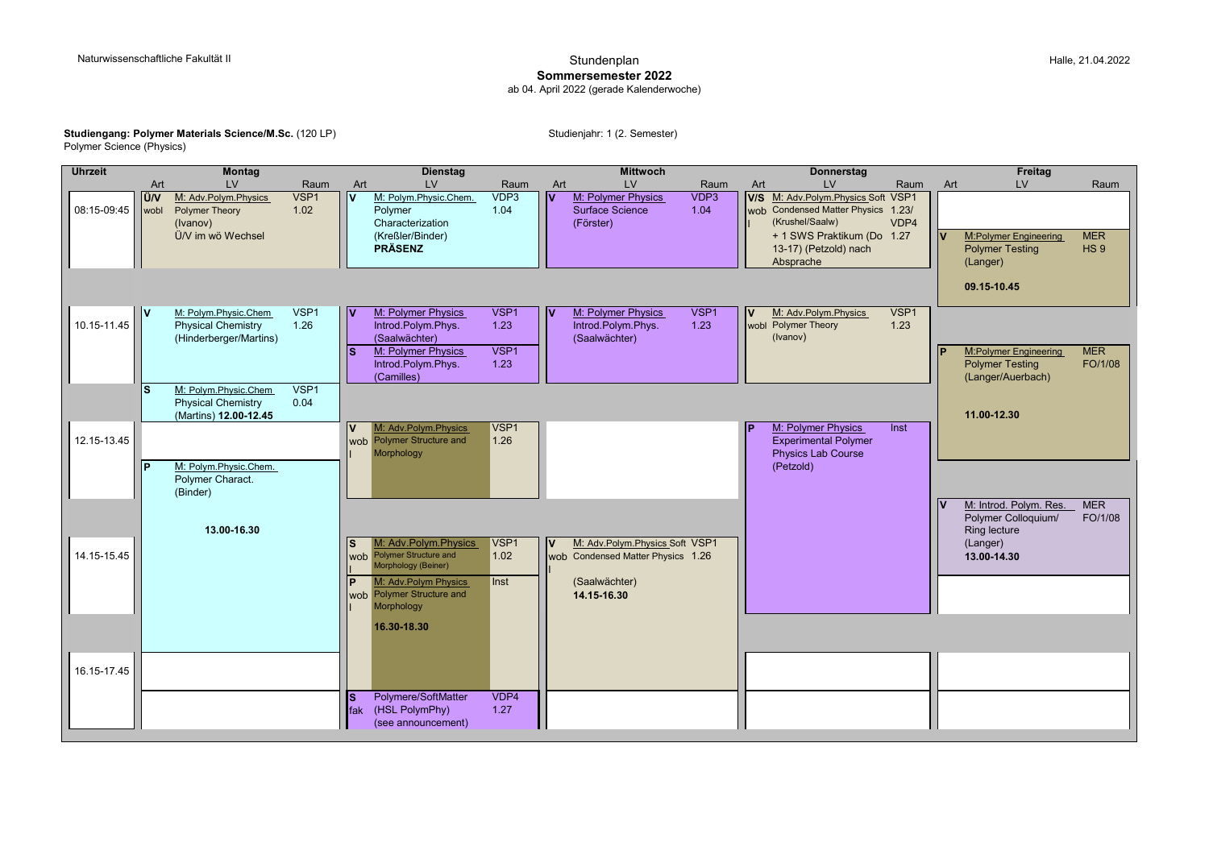Naturwissenschaftliche Fakultät II

Halle, 21.04.2022

# Stundenplan
## Sommersemester 2022
ab 04. April 2022 (gerade Kalenderwoche)

**Studiengang: Polymer Materials Science/M.Sc.** (120 LP)
Polymer Science (Physics)

Studienjahr: 1 (2. Semester)

| Uhrzeit | Montag Art | Montag LV | Montag Raum | Dienstag Art | Dienstag LV | Dienstag Raum | Mittwoch Art | Mittwoch LV | Mittwoch Raum | Donnerstag Art | Donnerstag LV | Donnerstag Raum | Freitag Art | Freitag LV | Freitag Raum |
|---|---|---|---|---|---|---|---|---|---|---|---|---|---|---|---|
| 08:15-09:45 | Ü/V wobl | M: Adv.Polym.Physics Polymer Theory (Ivanov) Ü/V im wö Wechsel | VSP1 1.02 | V | M: Polym.Physic.Chem. Polymer Characterization (Kreßler/Binder) **PRÄSENZ** | VDP3 1.04 | V | M: Polymer Physics Surface Science (Förster) | VDP3 1.04 | V/S wobl | M: Adv.Polym.Physics Soft Condensed Matter Physics (Krushel/Saalw) + 1 SWS Praktikum (Do 13-17) (Petzold) nach Absprache | VSP1 1.23/ VDP4 1.27 | V | M:Polymer Engineering Polymer Testing (Langer) **09.15-10.45** | MER HS 9 |
| 10.15-11.45 | V | M: Polym.Physic.Chem Physical Chemistry (Hinderberger/Martins) | VSP1 1.26 | V | M: Polymer Physics Introd.Polym.Phys. (Saalwächter) | VSP1 1.23 | V | M: Polymer Physics Introd.Polym.Phys. (Saalwächter) | VSP1 1.23 | V wobl | M: Adv.Polym.Physics Polymer Theory (Ivanov) | VSP1 1.23 | P | M:Polymer Engineering Polymer Testing (Langer/Auerbach) **11.00-12.30** | MER FO/1/08 |
| | S | M: Polym.Physic.Chem Physical Chemistry (Martins) **12.00-12.45** | VSP1 0.04 | S | M: Polymer Physics Introd.Polym.Phys. (Camilles) | VSP1 1.23 | | | | | | | | | |
| 12.15-13.45 | P | M: Polym.Physic.Chem. Polymer Charact. (Binder) **13.00-16.30** | | V wobl | M: Adv.Polym.Physics Polymer Structure and Morphology | VSP1 1.26 | | | | P | M: Polymer Physics Experimental Polymer Physics Lab Course (Petzold) | Inst | V | M: Introd. Polym. Res. Polymer Colloquium/ Ring lecture (Langer) **13.00-14.30** | MER FO/1/08 |
| 14.15-15.45 | | | | S wobl | M: Adv.Polym.Physics Polymer Structure and Morphology (Beiner) | VSP1 1.02 | V wobl | M: Adv.Polym.Physics Soft Condensed Matter Physics (Saalwächter) **14.15-16.30** | VSP1 1.26 | | | | | | |
| | | | | P wobl | M: Adv.Polym Physics Polymer Structure and Morphology **16.30-18.30** | Inst | | | | | | | | | |
| 16.15-17.45 | | | | S fak | Polymere/SoftMatter (HSL PolymPhy) (see announcement) | VDP4 1.27 | | | | | | | | | |